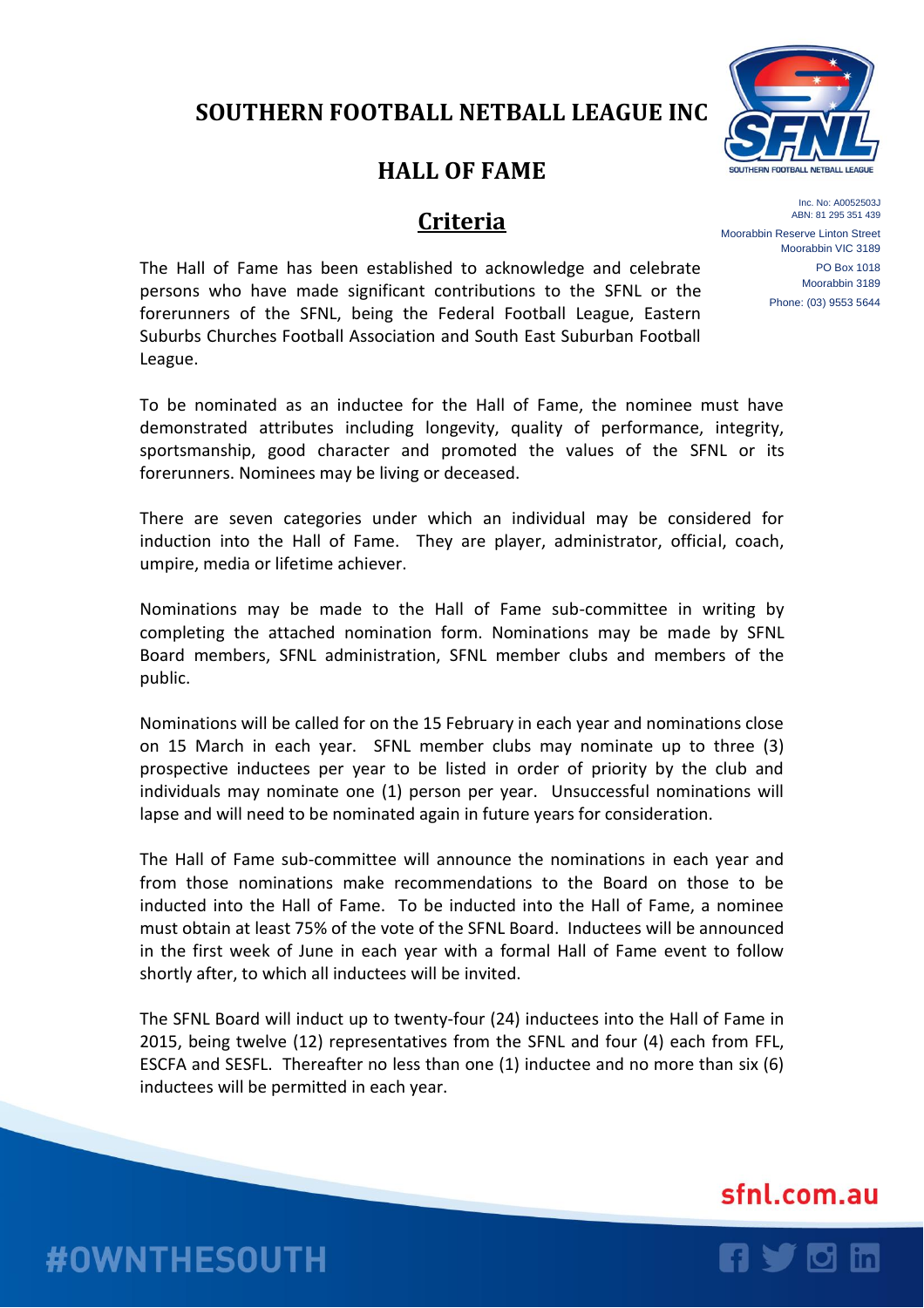# SOUTHERN FOOTBALL NETBALL LEAGUE INC

## HALL OF FAME

Inc. No: A0052503J
ABN: 81 295 351 439

Moorabbin Reserve Linton Street
Moorabbin VIC 3189

PO Box 1018
Moorabbin 3189

Phone: (03) 9553 5644

## Criteria

The Hall of Fame has been established to acknowledge and celebrate persons who have made significant contributions to the SFNL or the forerunners of the SFNL, being the Federal Football League, Eastern Suburbs Churches Football Association and South East Suburban Football League.

To be nominated as an inductee for the Hall of Fame, the nominee must have demonstrated attributes including longevity, quality of performance, integrity, sportsmanship, good character and promoted the values of the SFNL or its forerunners. Nominees may be living or deceased.

There are seven categories under which an individual may be considered for induction into the Hall of Fame. They are player, administrator, official, coach, umpire, media or lifetime achiever.

Nominations may be made to the Hall of Fame sub-committee in writing by completing the attached nomination form. Nominations may be made by SFNL Board members, SFNL administration, SFNL member clubs and members of the public.

Nominations will be called for on the 15 February in each year and nominations close on 15 March in each year. SFNL member clubs may nominate up to three (3) prospective inductees per year to be listed in order of priority by the club and individuals may nominate one (1) person per year. Unsuccessful nominations will lapse and will need to be nominated again in future years for consideration.

The Hall of Fame sub-committee will announce the nominations in each year and from those nominations make recommendations to the Board on those to be inducted into the Hall of Fame. To be inducted into the Hall of Fame, a nominee must obtain at least 75% of the vote of the SFNL Board. Inductees will be announced in the first week of June in each year with a formal Hall of Fame event to follow shortly after, to which all inductees will be invited.

The SFNL Board will induct up to twenty-four (24) inductees into the Hall of Fame in 2015, being twelve (12) representatives from the SFNL and four (4) each from FFL, ESCFA and SESFL. Thereafter no less than one (1) inductee and no more than six (6) inductees will be permitted in each year.

sfnl.com.au

#OWNTHESOUTH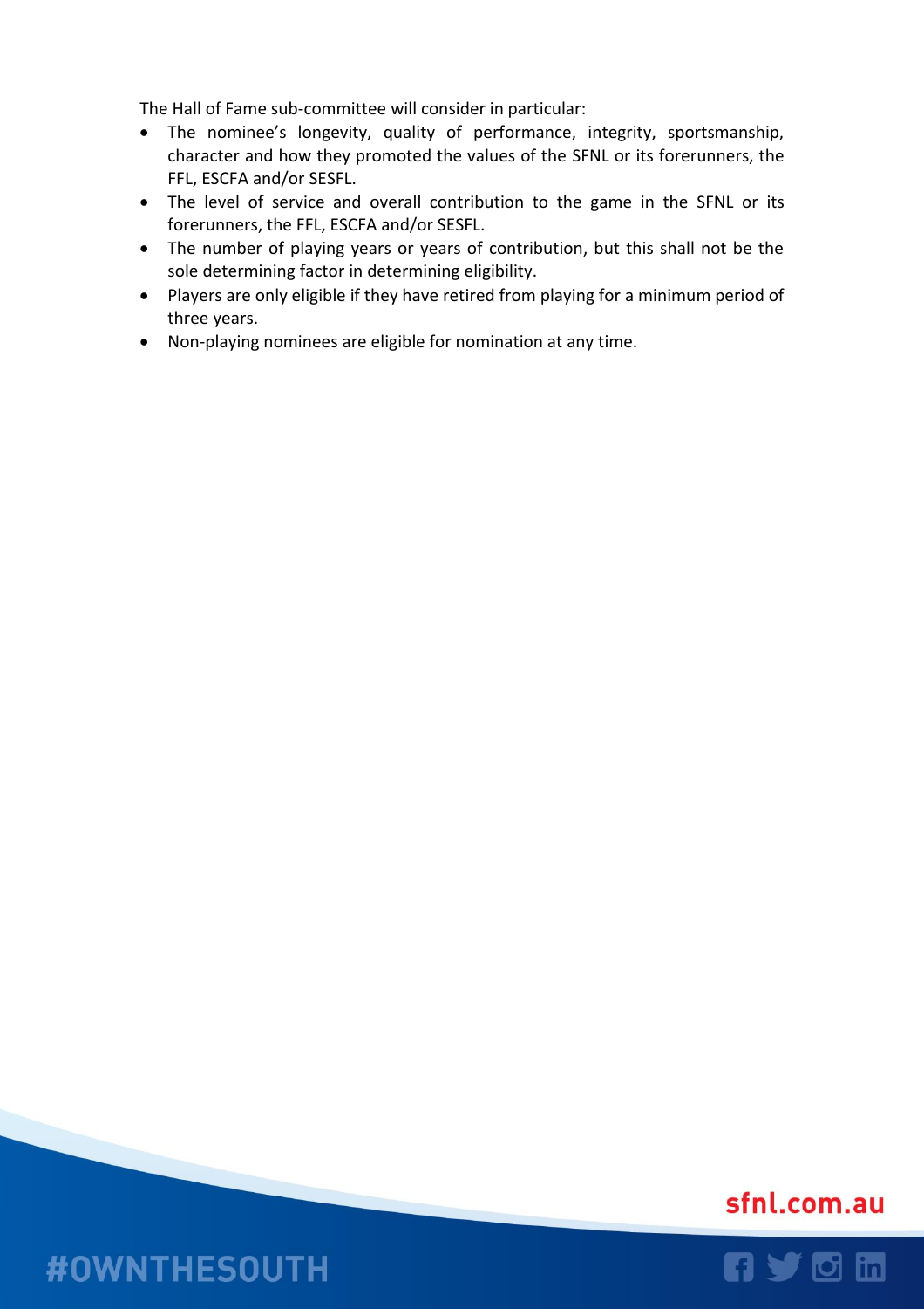The Hall of Fame sub-committee will consider in particular:

- The nominee's longevity, quality of performance, integrity, sportsmanship, character and how they promoted the values of the SFNL or its forerunners, the FFL, ESCFA and/or SESFL.
- The level of service and overall contribution to the game in the SFNL or its forerunners, the FFL, ESCFA and/or SESFL.
- The number of playing years or years of contribution, but this shall not be the sole determining factor in determining eligibility.
- Players are only eligible if they have retired from playing for a minimum period of three years.
- Non-playing nominees are eligible for nomination at any time.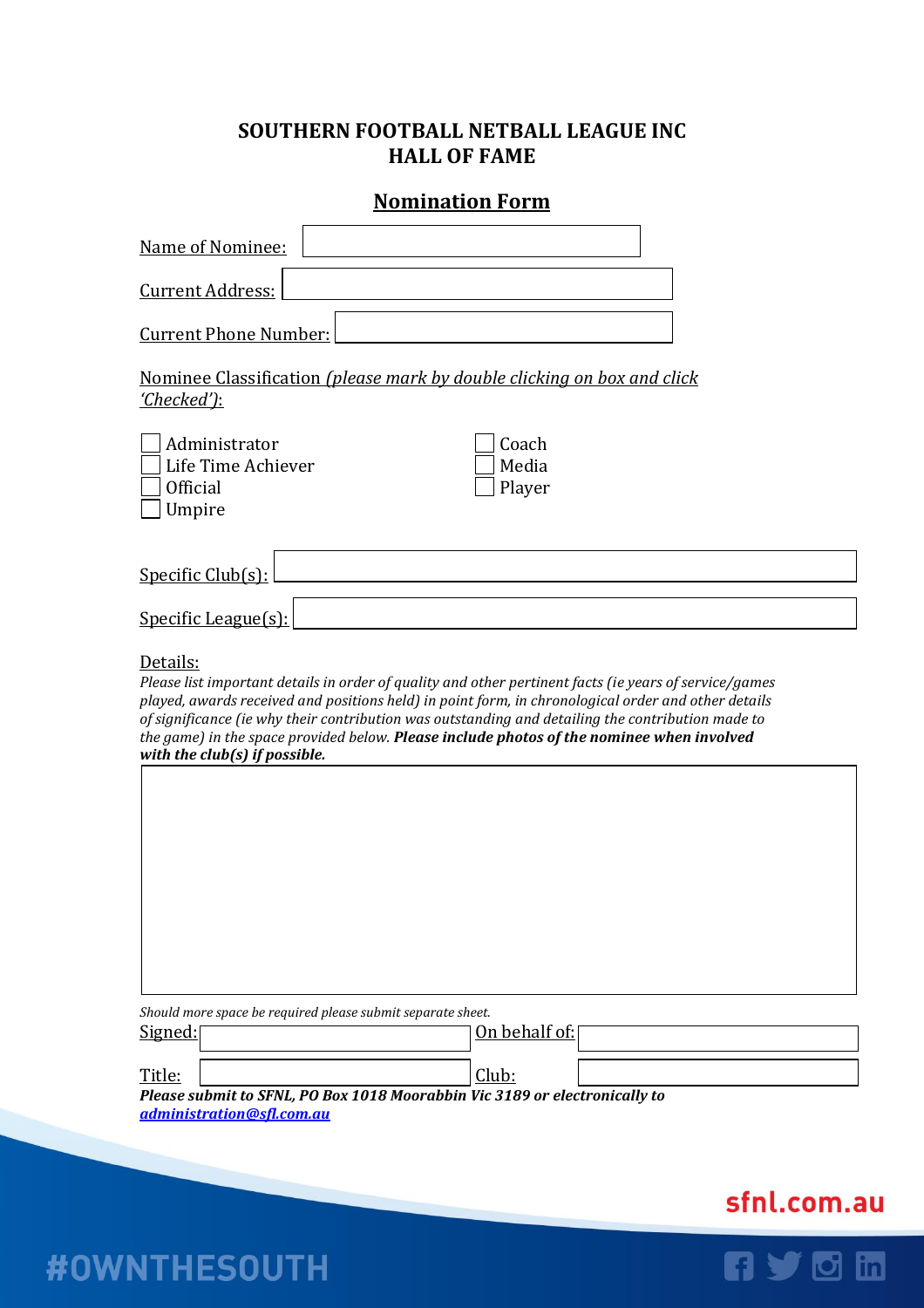# SOUTHERN FOOTBALL NETBALL LEAGUE INC
# HALL OF FAME

## Nomination Form

Name of Nominee:

Current Address:

Current Phone Number:

Nominee Classification *(please mark by double clicking on box and click 'Checked')*:

- ☐ Administrator
- ☐ Life Time Achiever
- ☐ Official
- ☐ Umpire
- ☐ Coach
- ☐ Media
- ☐ Player

Specific Club(s):

Specific League(s):

Details:

*Please list important details in order of quality and other pertinent facts (ie years of service/games played, awards received and positions held) in point form, in chronological order and other details of significance (ie why their contribution was outstanding and detailing the contribution made to the game) in the space provided below.* ***Please include photos of the nominee when involved with the club(s) if possible.***

*Should more space be required please submit separate sheet.*

Signed: On behalf of:

Title: Club:

***Please submit to SFNL, PO Box 1018 Moorabbin Vic 3189 or electronically to [administration@sfl.com.au](mailto:administration@sfl.com.au)***

sfnl.com.au

#OWNTHESOUTH